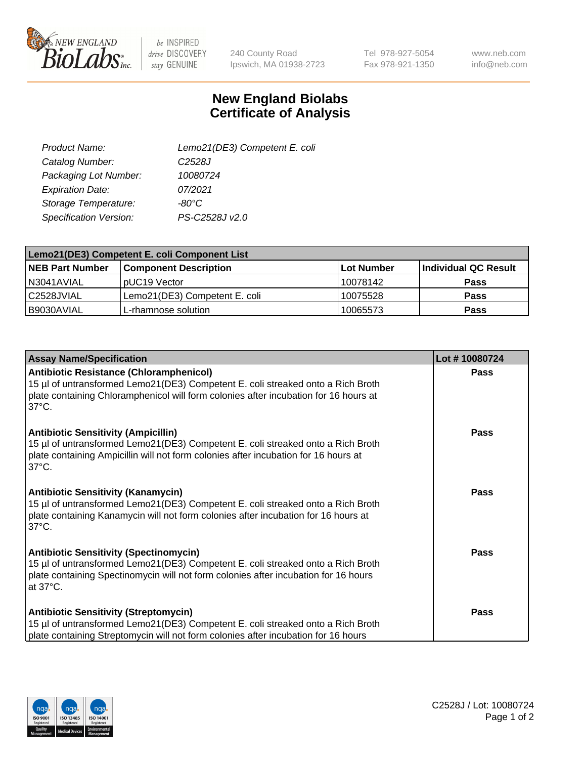# New England Biolabs Certificate of Analysis

| | |
|---|---|
| Product Name: | Lemo21(DE3) Competent E. coli |
| Catalog Number: | C2528J |
| Packaging Lot Number: | 10080724 |
| Expiration Date: | 07/2021 |
| Storage Temperature: | -80°C |
| Specification Version: | PS-C2528J v2.0 |

| Lemo21(DE3) Competent E. coli Component List | | | |
|---|---|---|---|
| **NEB Part Number** | **Component Description** | **Lot Number** | **Individual QC Result** |
| N3041AVIAL | pUC19 Vector | 10078142 | **Pass** |
| C2528JVIAL | Lemo21(DE3) Competent E. coli | 10075528 | **Pass** |
| B9030AVIAL | L-rhamnose solution | 10065573 | **Pass** |

| Assay Name/Specification | Lot # 10080724 |
|---|---|
| **Antibiotic Resistance (Chloramphenicol)**<br>15 µl of untransformed Lemo21(DE3) Competent E. coli streaked onto a Rich Broth plate containing Chloramphenicol will form colonies after incubation for 16 hours at 37°C. | **Pass** |
| **Antibiotic Sensitivity (Ampicillin)**<br>15 µl of untransformed Lemo21(DE3) Competent E. coli streaked onto a Rich Broth plate containing Ampicillin will not form colonies after incubation for 16 hours at 37°C. | **Pass** |
| **Antibiotic Sensitivity (Kanamycin)**<br>15 µl of untransformed Lemo21(DE3) Competent E. coli streaked onto a Rich Broth plate containing Kanamycin will not form colonies after incubation for 16 hours at 37°C. | **Pass** |
| **Antibiotic Sensitivity (Spectinomycin)**<br>15 µl of untransformed Lemo21(DE3) Competent E. coli streaked onto a Rich Broth plate containing Spectinomycin will not form colonies after incubation for 16 hours at 37°C. | **Pass** |
| **Antibiotic Sensitivity (Streptomycin)**<br>15 µl of untransformed Lemo21(DE3) Competent E. coli streaked onto a Rich Broth plate containing Streptomycin will not form colonies after incubation for 16 hours | **Pass** |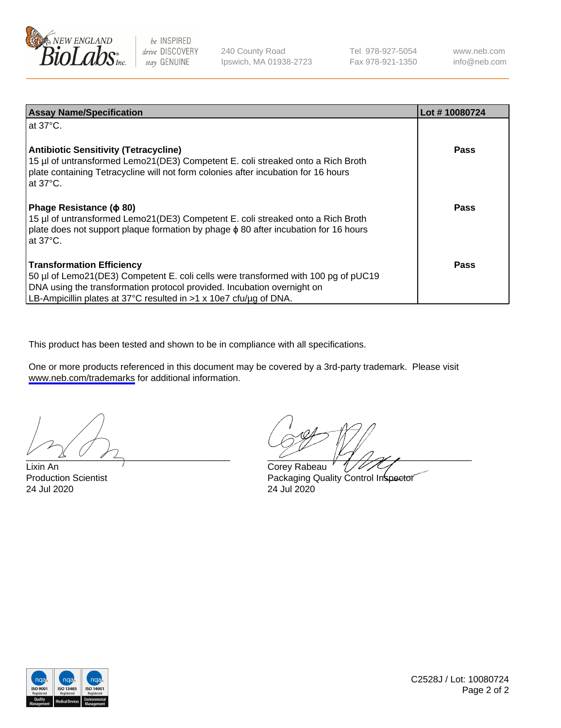| Assay Name/Specification | Lot # 10080724 |
|---|---|
| at 37°C. | |
| **Antibiotic Sensitivity (Tetracycline)**<br>15 µl of untransformed Lemo21(DE3) Competent E. coli streaked onto a Rich Broth plate containing Tetracycline will not form colonies after incubation for 16 hours at 37°C. | Pass |
| **Phage Resistance (ϕ 80)**<br>15 µl of untransformed Lemo21(DE3) Competent E. coli streaked onto a Rich Broth plate does not support plaque formation by phage ϕ 80 after incubation for 16 hours at 37°C. | Pass |
| **Transformation Efficiency**<br>50 µl of Lemo21(DE3) Competent E. coli cells were transformed with 100 pg of pUC19 DNA using the transformation protocol provided. Incubation overnight on LB-Ampicillin plates at 37°C resulted in >1 x 10e7 cfu/µg of DNA. | Pass |

This product has been tested and shown to be in compliance with all specifications.

One or more products referenced in this document may be covered by a 3rd-party trademark. Please visit www.neb.com/trademarks for additional information.

Lixin An
Production Scientist
24 Jul 2020

Corey Rabeau
Packaging Quality Control Inspector
24 Jul 2020

C2528J / Lot: 10080724